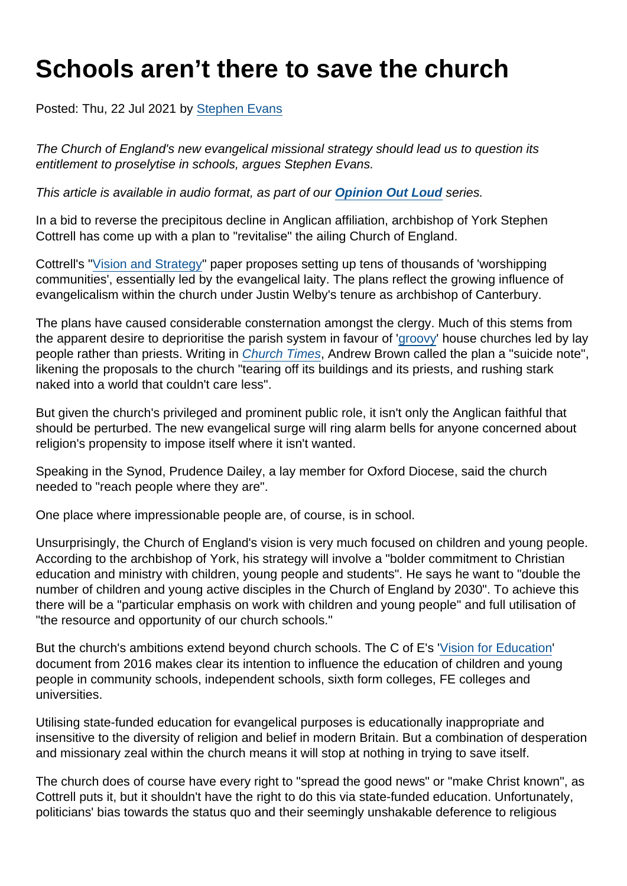# Schools aren't there to save the church

Posted: Thu, 22 Jul 2021 by Stephen Evans

*The Church of England's new evangelical missional strategy should lead us to question its entitlement to proselytise in schools, argues Stephen Evans.*

*This article is available in audio format, as part of our* ***Opinion Out Loud*** *series.*

In a bid to reverse the precipitous decline in Anglican affiliation, archbishop of York Stephen Cottrell has come up with a plan to "revitalise" the ailing Church of England.

Cottrell's "Vision and Strategy" paper proposes setting up tens of thousands of 'worshipping communities', essentially led by the evangelical laity. The plans reflect the growing influence of evangelicalism within the church under Justin Welby's tenure as archbishop of Canterbury.

The plans have caused considerable consternation amongst the clergy. Much of this stems from the apparent desire to deprioritise the parish system in favour of 'groovy' house churches led by lay people rather than priests. Writing in *Church Times*, Andrew Brown called the plan a "suicide note", likening the proposals to the church "tearing off its buildings and its priests, and rushing stark naked into a world that couldn't care less".

But given the church's privileged and prominent public role, it isn't only the Anglican faithful that should be perturbed. The new evangelical surge will ring alarm bells for anyone concerned about religion's propensity to impose itself where it isn't wanted.

Speaking in the Synod, Prudence Dailey, a lay member for Oxford Diocese, said the church needed to "reach people where they are".

One place where impressionable people are, of course, is in school.

Unsurprisingly, the Church of England's vision is very much focused on children and young people. According to the archbishop of York, his strategy will involve a "bolder commitment to Christian education and ministry with children, young people and students". He says he want to "double the number of children and young active disciples in the Church of England by 2030". To achieve this there will be a "particular emphasis on work with children and young people" and full utilisation of "the resource and opportunity of our church schools."

But the church's ambitions extend beyond church schools. The C of E's 'Vision for Education' document from 2016 makes clear its intention to influence the education of children and young people in community schools, independent schools, sixth form colleges, FE colleges and universities.

Utilising state-funded education for evangelical purposes is educationally inappropriate and insensitive to the diversity of religion and belief in modern Britain. But a combination of desperation and missionary zeal within the church means it will stop at nothing in trying to save itself.

The church does of course have every right to "spread the good news" or "make Christ known", as Cottrell puts it, but it shouldn't have the right to do this via state-funded education. Unfortunately, politicians' bias towards the status quo and their seemingly unshakable deference to religious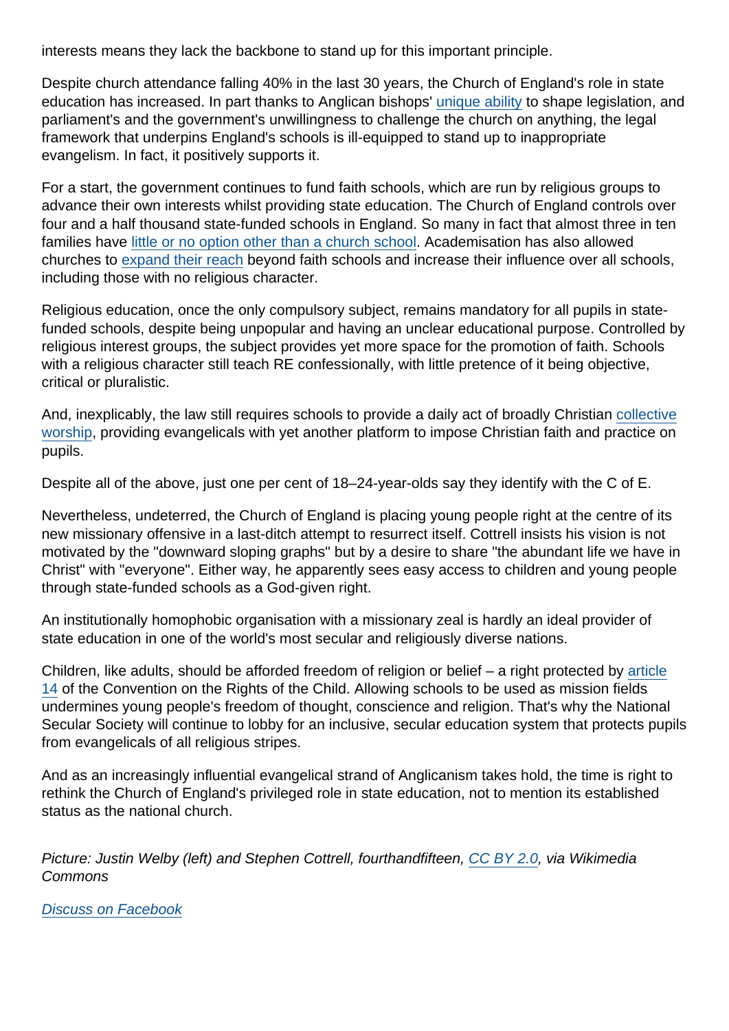interests means they lack the backbone to stand up for this important principle.

Despite church attendance falling 40% in the last 30 years, the Church of England's role in state education has increased. In part thanks to Anglican bishops' [unique ability](#) to shape legislation, and parliament's and the government's unwillingness to challenge the church on anything, the legal framework that underpins England's schools is ill-equipped to stand up to inappropriate evangelism. In fact, it positively supports it.

For a start, the government continues to fund faith schools, which are run by religious groups to advance their own interests whilst providing state education. The Church of England controls over four and a half thousand state-funded schools in England. So many in fact that almost three in ten families have [little or no option other than a church school](#). Academisation has also allowed churches to [expand their reach](#) beyond faith schools and increase their influence over all schools, including those with no religious character.

Religious education, once the only compulsory subject, remains mandatory for all pupils in state-funded schools, despite being unpopular and having an unclear educational purpose. Controlled by religious interest groups, the subject provides yet more space for the promotion of faith. Schools with a religious character still teach RE confessionally, with little pretence of it being objective, critical or pluralistic.

And, inexplicably, the law still requires schools to provide a daily act of broadly Christian [collective worship](#), providing evangelicals with yet another platform to impose Christian faith and practice on pupils.

Despite all of the above, just one per cent of 18–24-year-olds say they identify with the C of E.

Nevertheless, undeterred, the Church of England is placing young people right at the centre of its new missionary offensive in a last-ditch attempt to resurrect itself. Cottrell insists his vision is not motivated by the "downward sloping graphs" but by a desire to share "the abundant life we have in Christ" with "everyone". Either way, he apparently sees easy access to children and young people through state-funded schools as a God-given right.

An institutionally homophobic organisation with a missionary zeal is hardly an ideal provider of state education in one of the world's most secular and religiously diverse nations.

Children, like adults, should be afforded freedom of religion or belief – a right protected by [article 14](#) of the Convention on the Rights of the Child. Allowing schools to be used as mission fields undermines young people's freedom of thought, conscience and religion. That's why the National Secular Society will continue to lobby for an inclusive, secular education system that protects pupils from evangelicals of all religious stripes.

And as an increasingly influential evangelical strand of Anglicanism takes hold, the time is right to rethink the Church of England's privileged role in state education, not to mention its established status as the national church.

*Picture: Justin Welby (left) and Stephen Cottrell, fourthandfifteen, [CC BY 2.0](#), via Wikimedia Commons*

*[Discuss on Facebook](#)*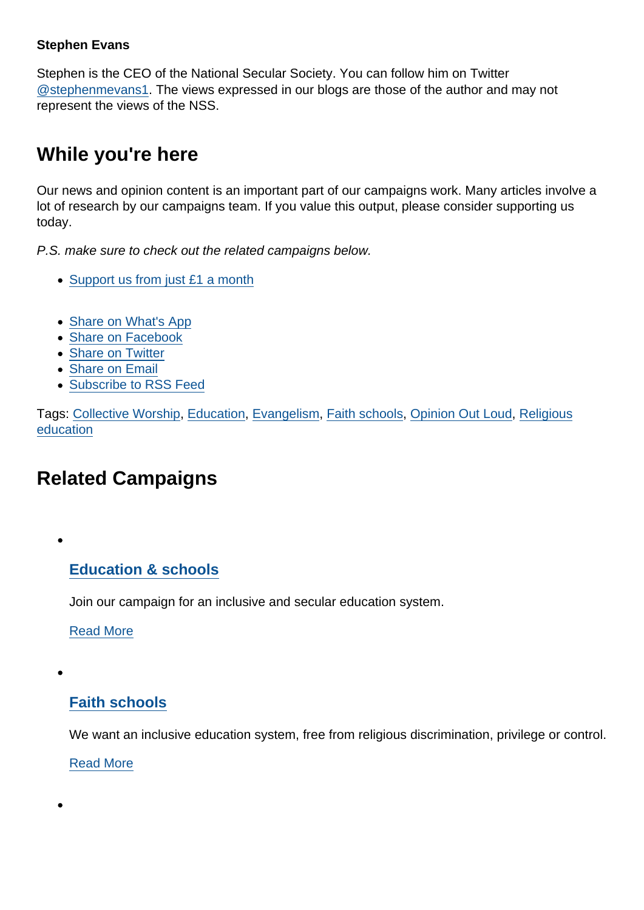**Stephen Evans**

Stephen is the CEO of the National Secular Society. You can follow him on Twitter @stephenmevans1. The views expressed in our blogs are those of the author and may not represent the views of the NSS.

## While you're here

Our news and opinion content is an important part of our campaigns work. Many articles involve a lot of research by our campaigns team. If you value this output, please consider supporting us today.

*P.S. make sure to check out the related campaigns below.*

- Support us from just £1 a month

- Share on What's App
- Share on Facebook
- Share on Twitter
- Share on Email
- Subscribe to RSS Feed

Tags: Collective Worship, Education, Evangelism, Faith schools, Opinion Out Loud, Religious education

## Related Campaigns

- ### Education & schools

  Join our campaign for an inclusive and secular education system.

  Read More

- ### Faith schools

  We want an inclusive education system, free from religious discrimination, privilege or control.

  Read More

-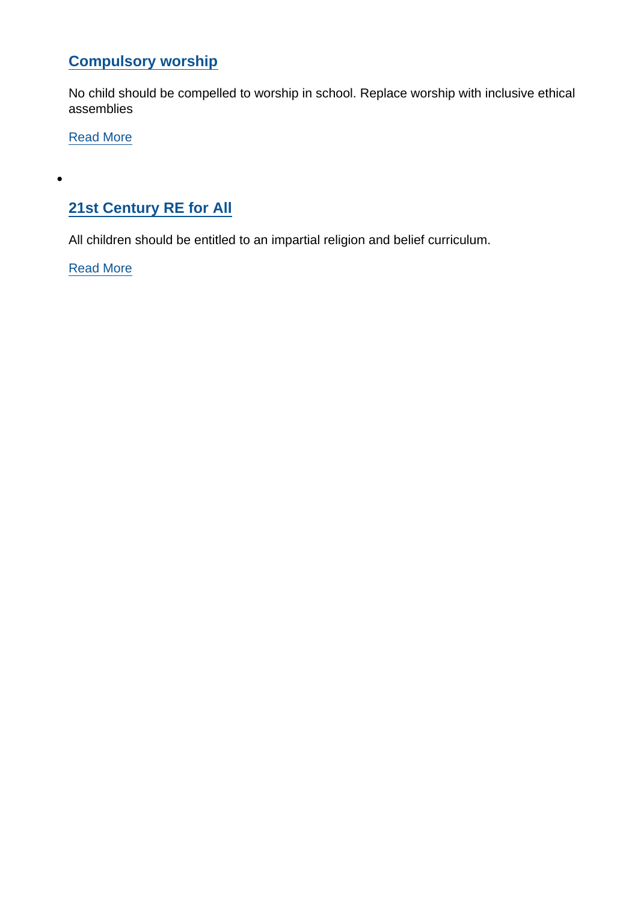### Compulsory worship

No child should be compelled to worship in school. Replace worship with inclusive ethical assemblies

Read More

- 

### 21st Century RE for All

All children should be entitled to an impartial religion and belief curriculum.

Read More